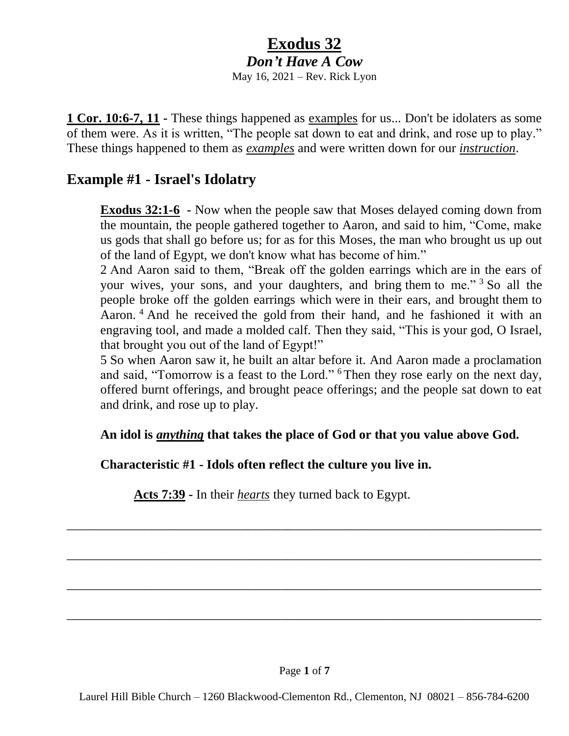# Exodus 32
## *Don't Have A Cow*
May 16, 2021 – Rev. Rick Lyon

**1 Cor. 10:6-7, 11** - These things happened as examples for us... Don't be idolaters as some of them were. As it is written, "The people sat down to eat and drink, and rose up to play." These things happened to them as ***examples*** and were written down for our ***instruction***.

## Example #1 - Israel's Idolatry

**Exodus 32:1-6** - Now when the people saw that Moses delayed coming down from the mountain, the people gathered together to Aaron, and said to him, "Come, make us gods that shall go before us; for as for this Moses, the man who brought us up out of the land of Egypt, we don't know what has become of him."
2 And Aaron said to them, "Break off the golden earrings which are in the ears of your wives, your sons, and your daughters, and bring them to me." 3 So all the people broke off the golden earrings which were in their ears, and brought them to Aaron. 4 And he received the gold from their hand, and he fashioned it with an engraving tool, and made a molded calf. Then they said, "This is your god, O Israel, that brought you out of the land of Egypt!"
5 So when Aaron saw it, he built an altar before it. And Aaron made a proclamation and said, "Tomorrow is a feast to the Lord." 6 Then they rose early on the next day, offered burnt offerings, and brought peace offerings; and the people sat down to eat and drink, and rose up to play.

**An idol is *anything* that takes the place of God or that you value above God.**

**Characteristic #1 - Idols often reflect the culture you live in.**

**Acts 7:39** - In their ***hearts*** they turned back to Egypt.

_______________________________________________________________________________

_______________________________________________________________________________

_______________________________________________________________________________

_______________________________________________________________________________

Laurel Hill Bible Church – 1260 Blackwood-Clementon Rd., Clementon, NJ 08021 – 856-784-6200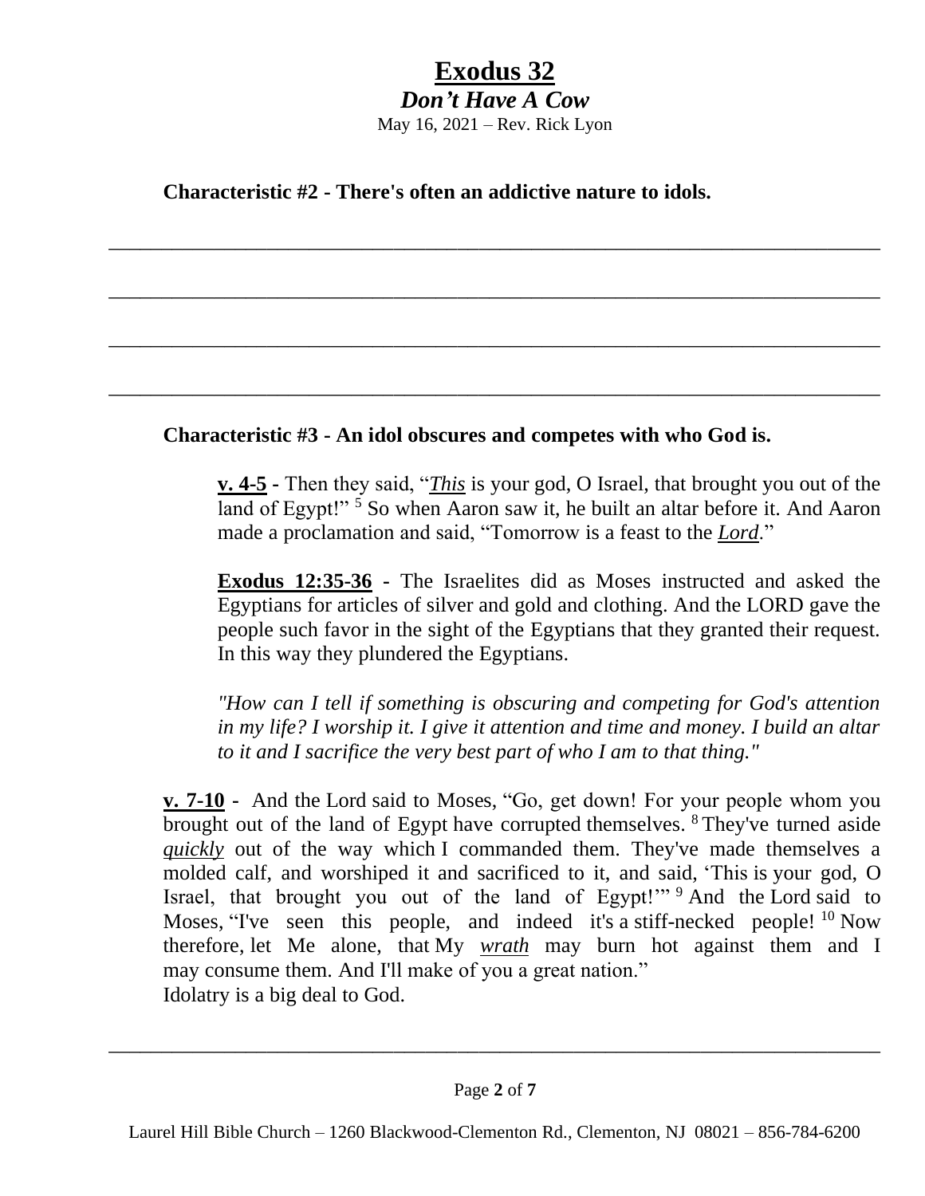# Exodus 32

***Don't Have A Cow***

May 16, 2021 – Rev. Rick Lyon

**Characteristic #2 - There's often an addictive nature to idols.**

___________________________________________________________________________

___________________________________________________________________________

___________________________________________________________________________

___________________________________________________________________________

**Characteristic #3 - An idol obscures and competes with who God is.**

**v. 4-5** - Then they said, "*This* is your god, O Israel, that brought you out of the land of Egypt!" [5] So when Aaron saw it, he built an altar before it. And Aaron made a proclamation and said, "Tomorrow is a feast to the ***Lord***."

**Exodus 12:35-36** - The Israelites did as Moses instructed and asked the Egyptians for articles of silver and gold and clothing. And the LORD gave the people such favor in the sight of the Egyptians that they granted their request. In this way they plundered the Egyptians.

*"How can I tell if something is obscuring and competing for God's attention in my life? I worship it. I give it attention and time and money. I build an altar to it and I sacrifice the very best part of who I am to that thing."*

**v. 7-10** - And the Lord said to Moses, "Go, get down! For your people whom you brought out of the land of Egypt have corrupted themselves. [8] They've turned aside *quickly* out of the way which I commanded them. They've made themselves a molded calf, and worshiped it and sacrificed to it, and said, 'This is your god, O Israel, that brought you out of the land of Egypt!'" [9] And the Lord said to Moses, "I've seen this people, and indeed it's a stiff-necked people! [10] Now therefore, let Me alone, that My *wrath* may burn hot against them and I may consume them. And I'll make of you a great nation."

Idolatry is a big deal to God.

___________________________________________________________________________

Laurel Hill Bible Church – 1260 Blackwood-Clementon Rd., Clementon, NJ 08021 – 856-784-6200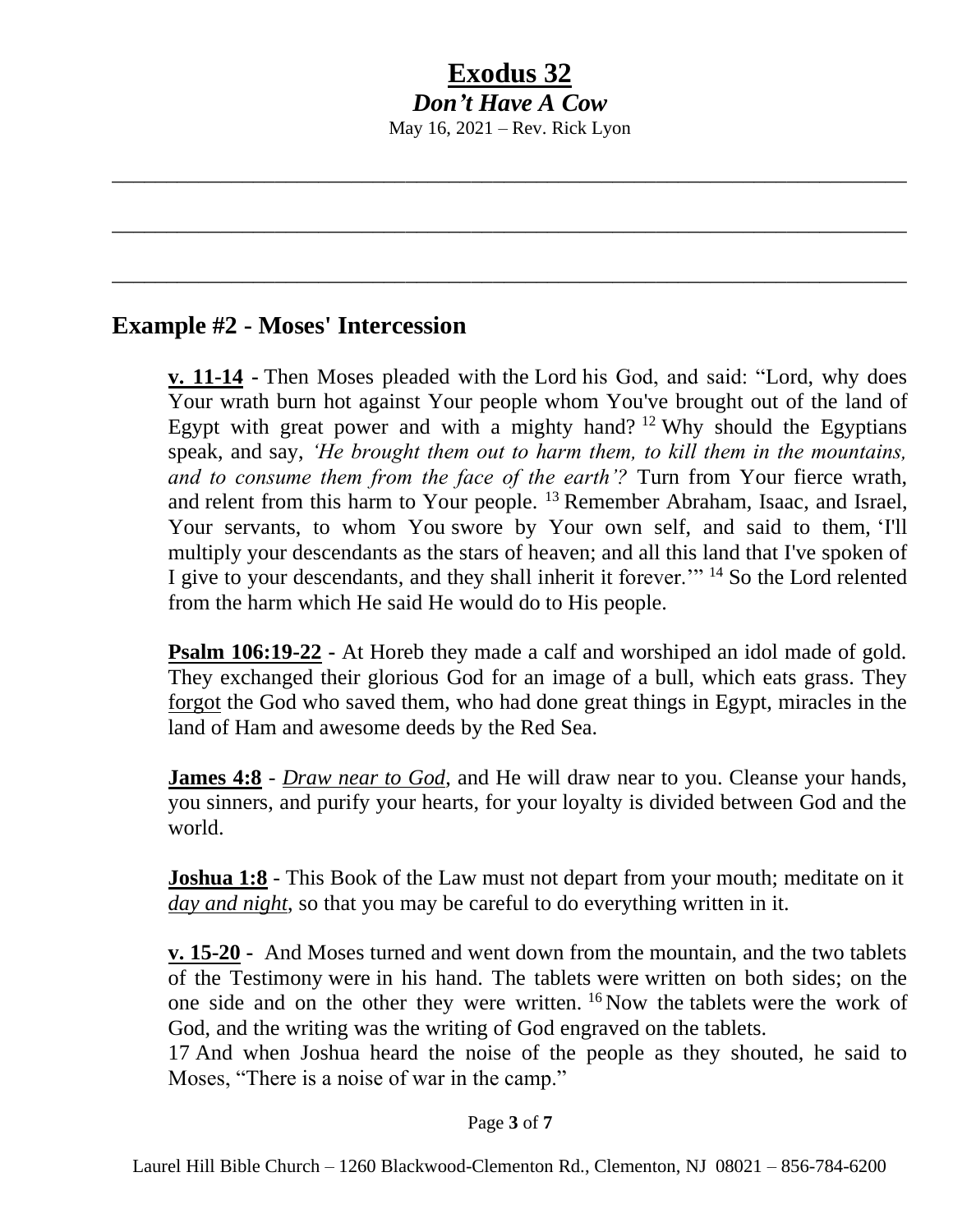# Exodus 32

***Don't Have A Cow***

May 16, 2021 – Rev. Rick Lyon

______________________________________________________________________

______________________________________________________________________

______________________________________________________________________

## Example #2 - Moses' Intercession

**v. 11-14** - Then Moses pleaded with the Lord his God, and said: "Lord, why does Your wrath burn hot against Your people whom You've brought out of the land of Egypt with great power and with a mighty hand? [12] Why should the Egyptians speak, and say, *'He brought them out to harm them, to kill them in the mountains, and to consume them from the face of the earth'?* Turn from Your fierce wrath, and relent from this harm to Your people. [13] Remember Abraham, Isaac, and Israel, Your servants, to whom You swore by Your own self, and said to them, 'I'll multiply your descendants as the stars of heaven; and all this land that I've spoken of I give to your descendants, and they shall inherit it forever.'" [14] So the Lord relented from the harm which He said He would do to His people.

**Psalm 106:19-22** - At Horeb they made a calf and worshiped an idol made of gold. They exchanged their glorious God for an image of a bull, which eats grass. They forgot the God who saved them, who had done great things in Egypt, miracles in the land of Ham and awesome deeds by the Red Sea.

**James 4:8** - *Draw near to God*, and He will draw near to you. Cleanse your hands, you sinners, and purify your hearts, for your loyalty is divided between God and the world.

**Joshua 1:8** - This Book of the Law must not depart from your mouth; meditate on it *day and night*, so that you may be careful to do everything written in it.

**v. 15-20** - And Moses turned and went down from the mountain, and the two tablets of the Testimony were in his hand. The tablets were written on both sides; on the one side and on the other they were written. [16] Now the tablets were the work of God, and the writing was the writing of God engraved on the tablets.
17 And when Joshua heard the noise of the people as they shouted, he said to Moses, "There is a noise of war in the camp."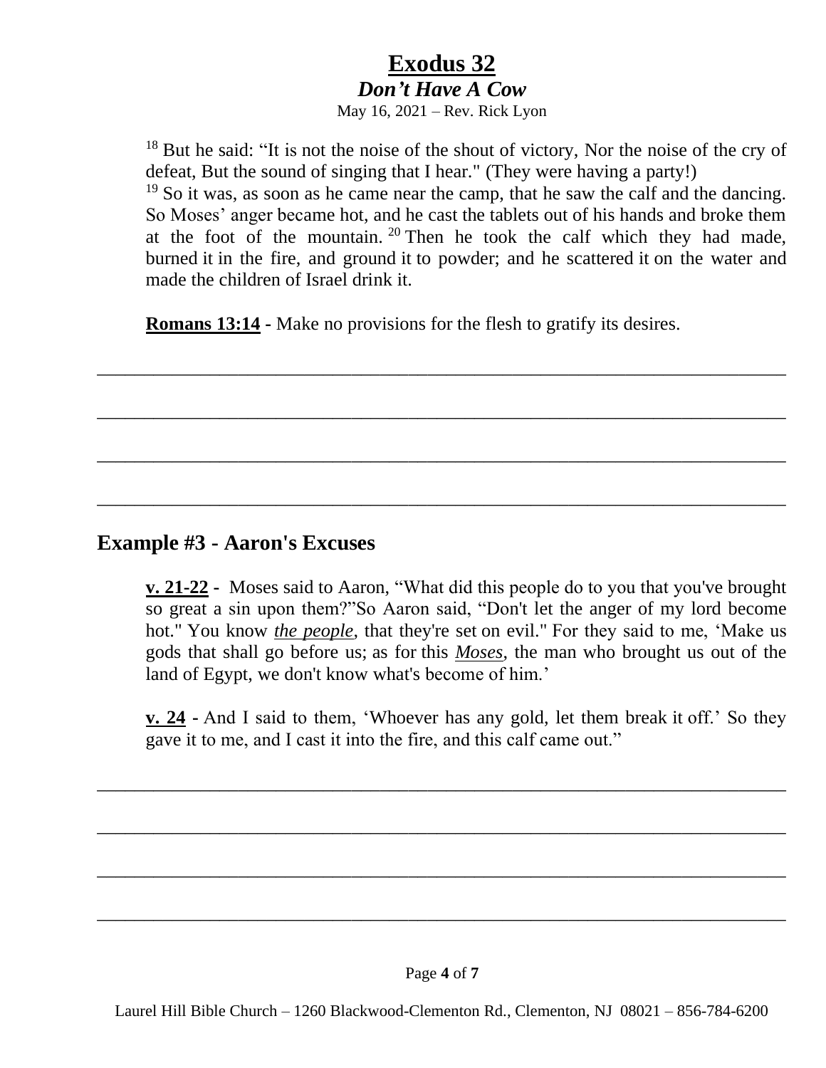# Exodus 32

## *Don't Have A Cow*

May 16, 2021 – Rev. Rick Lyon

> [18] But he said: "It is not the noise of the shout of victory, Nor the noise of the cry of defeat, But the sound of singing that I hear." (They were having a party!)
> [19] So it was, as soon as he came near the camp, that he saw the calf and the dancing. So Moses' anger became hot, and he cast the tablets out of his hands and broke them at the foot of the mountain. [20] Then he took the calf which they had made, burned it in the fire, and ground it to powder; and he scattered it on the water and made the children of Israel drink it.

> **Romans 13:14** - Make no provisions for the flesh to gratify its desires.

\_\_\_\_\_\_\_\_\_\_\_\_\_\_\_\_\_\_\_\_\_\_\_\_\_\_\_\_\_\_\_\_\_\_\_\_\_\_\_\_\_\_\_\_\_\_\_\_\_\_\_\_\_\_\_\_\_\_\_\_\_\_\_\_\_\_\_\_\_\_

\_\_\_\_\_\_\_\_\_\_\_\_\_\_\_\_\_\_\_\_\_\_\_\_\_\_\_\_\_\_\_\_\_\_\_\_\_\_\_\_\_\_\_\_\_\_\_\_\_\_\_\_\_\_\_\_\_\_\_\_\_\_\_\_\_\_\_\_\_\_

\_\_\_\_\_\_\_\_\_\_\_\_\_\_\_\_\_\_\_\_\_\_\_\_\_\_\_\_\_\_\_\_\_\_\_\_\_\_\_\_\_\_\_\_\_\_\_\_\_\_\_\_\_\_\_\_\_\_\_\_\_\_\_\_\_\_\_\_\_\_

\_\_\_\_\_\_\_\_\_\_\_\_\_\_\_\_\_\_\_\_\_\_\_\_\_\_\_\_\_\_\_\_\_\_\_\_\_\_\_\_\_\_\_\_\_\_\_\_\_\_\_\_\_\_\_\_\_\_\_\_\_\_\_\_\_\_\_\_\_\_

## Example #3 - Aaron's Excuses

> **v. 21-22** - Moses said to Aaron, "What did this people do to you that you've brought so great a sin upon them?"So Aaron said, "Don't let the anger of my lord become hot." You know ***the people***, that they're set on evil." For they said to me, 'Make us gods that shall go before us; as for this ***Moses***, the man who brought us out of the land of Egypt, we don't know what's become of him.'

> **v. 24** - And I said to them, 'Whoever has any gold, let them break it off.' So they gave it to me, and I cast it into the fire, and this calf came out."

\_\_\_\_\_\_\_\_\_\_\_\_\_\_\_\_\_\_\_\_\_\_\_\_\_\_\_\_\_\_\_\_\_\_\_\_\_\_\_\_\_\_\_\_\_\_\_\_\_\_\_\_\_\_\_\_\_\_\_\_\_\_\_\_\_\_\_\_\_\_

\_\_\_\_\_\_\_\_\_\_\_\_\_\_\_\_\_\_\_\_\_\_\_\_\_\_\_\_\_\_\_\_\_\_\_\_\_\_\_\_\_\_\_\_\_\_\_\_\_\_\_\_\_\_\_\_\_\_\_\_\_\_\_\_\_\_\_\_\_\_

\_\_\_\_\_\_\_\_\_\_\_\_\_\_\_\_\_\_\_\_\_\_\_\_\_\_\_\_\_\_\_\_\_\_\_\_\_\_\_\_\_\_\_\_\_\_\_\_\_\_\_\_\_\_\_\_\_\_\_\_\_\_\_\_\_\_\_\_\_\_

\_\_\_\_\_\_\_\_\_\_\_\_\_\_\_\_\_\_\_\_\_\_\_\_\_\_\_\_\_\_\_\_\_\_\_\_\_\_\_\_\_\_\_\_\_\_\_\_\_\_\_\_\_\_\_\_\_\_\_\_\_\_\_\_\_\_\_\_\_\_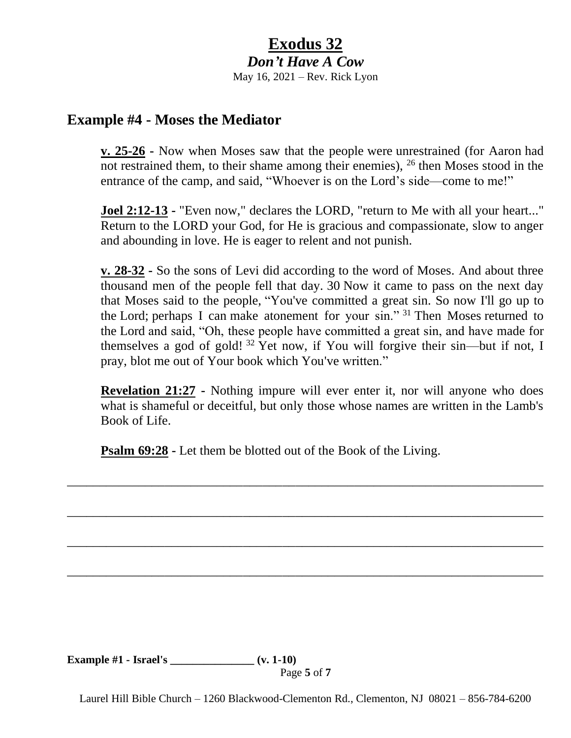# Exodus 32

## *Don't Have A Cow*

May 16, 2021 – Rev. Rick Lyon

## Example #4 - Moses the Mediator

**v. 25-26** - Now when Moses saw that the people were unrestrained (for Aaron had not restrained them, to their shame among their enemies), [26] then Moses stood in the entrance of the camp, and said, "Whoever is on the Lord's side—come to me!"

**Joel 2:12-13** - "Even now," declares the LORD, "return to Me with all your heart..." Return to the LORD your God, for He is gracious and compassionate, slow to anger and abounding in love. He is eager to relent and not punish.

**v. 28-32** - So the sons of Levi did according to the word of Moses. And about three thousand men of the people fell that day. 30 Now it came to pass on the next day that Moses said to the people, "You've committed a great sin. So now I'll go up to the Lord; perhaps I can make atonement for your sin." [31] Then Moses returned to the Lord and said, "Oh, these people have committed a great sin, and have made for themselves a god of gold! [32] Yet now, if You will forgive their sin—but if not, I pray, blot me out of Your book which You've written."

**Revelation 21:27** - Nothing impure will ever enter it, nor will anyone who does what is shameful or deceitful, but only those whose names are written in the Lamb's Book of Life.

**Psalm 69:28** - Let them be blotted out of the Book of the Living.

___________________________________________________________________________

___________________________________________________________________________

___________________________________________________________________________

___________________________________________________________________________

**Example #1 - Israel's _______________ (v. 1-10)**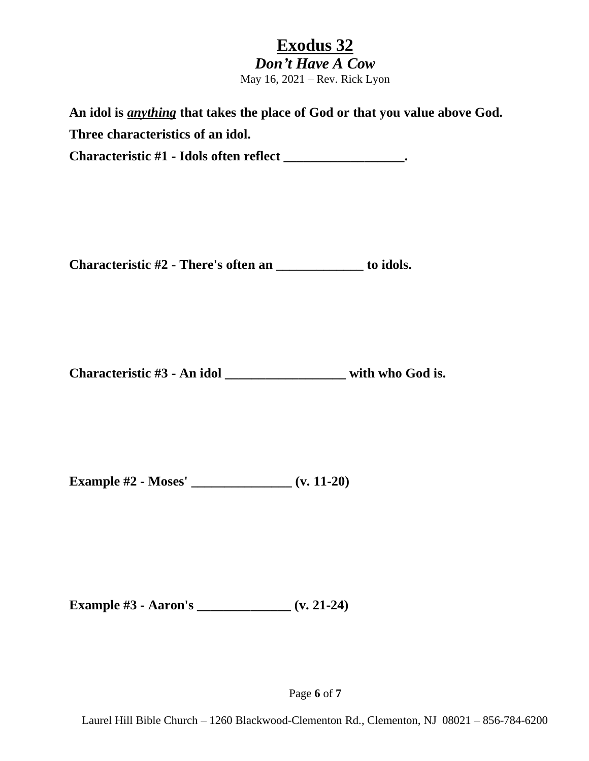# Exodus 32

***Don't Have A Cow***

May 16, 2021 – Rev. Rick Lyon

**An idol is *anything* that takes the place of God or that you value above God.**

**Three characteristics of an idol.**

**Characteristic #1 - Idols often reflect __________________.**

**Characteristic #2 - There's often an _____________ to idols.**

**Characteristic #3 - An idol __________________ with who God is.**

**Example #2 - Moses' _______________ (v. 11-20)**

**Example #3 - Aaron's ______________ (v. 21-24)**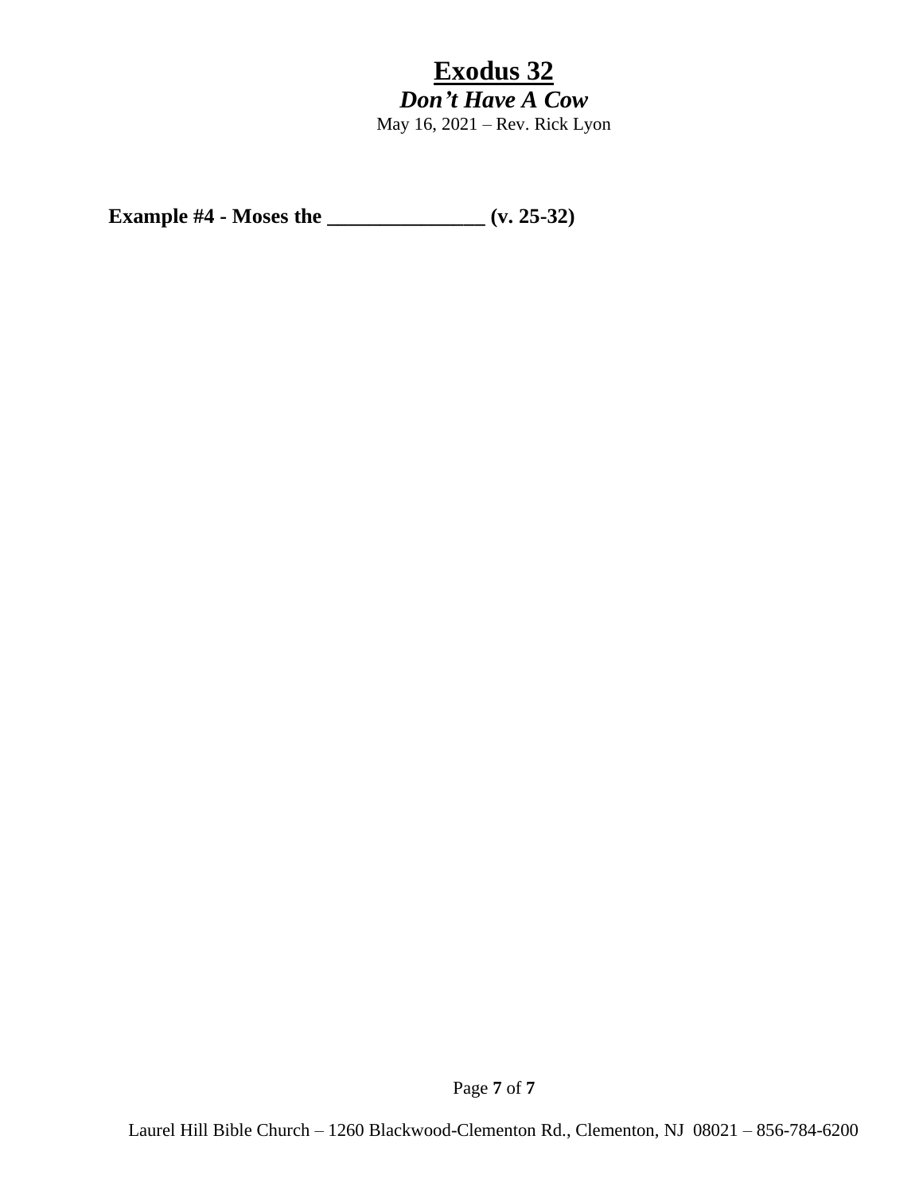**Example #4 - Moses the _______________ (v. 25-32)**